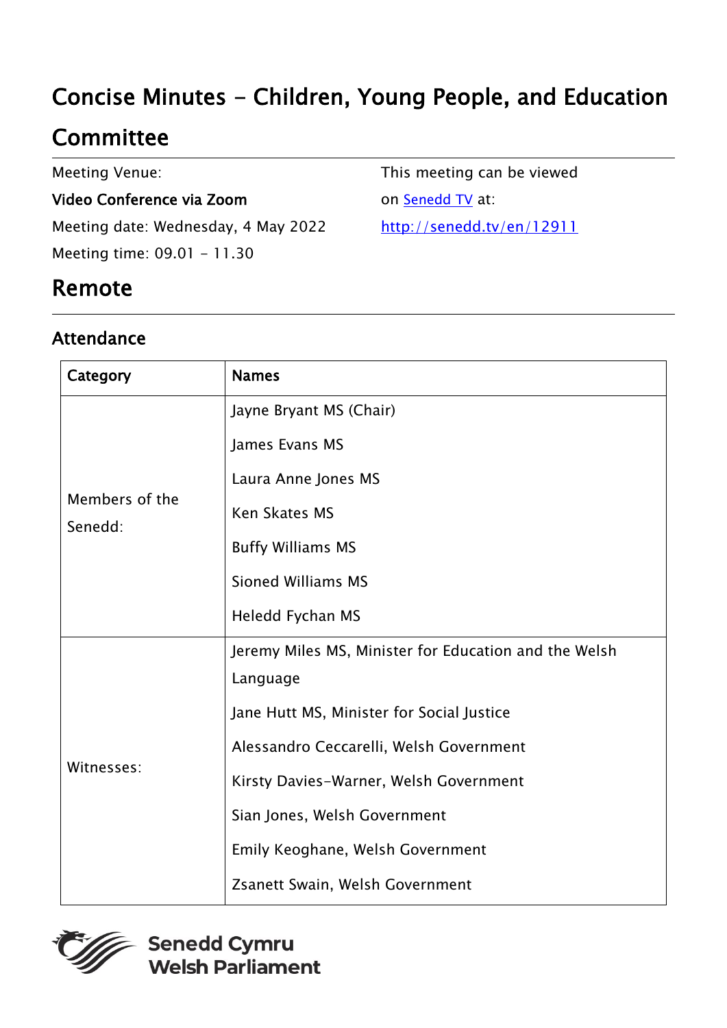# Concise Minutes - Children, Young People, and Education Committee

Meeting Venue:

**Video Conference via Zoom**

Meeting date: Wednesday, 4 May 2022

Meeting time: 09.01 - 11.30

This meeting can be viewed on [Senedd TV](http://senedd.tv/en/12911) at:

http://senedd.tv/en/12911

## Remote

### Attendance

| Category | Names |
|---|---|
| Members of the Senedd: | Jayne Bryant MS (Chair)<br>James Evans MS<br>Laura Anne Jones MS<br>Ken Skates MS<br>Buffy Williams MS<br>Sioned Williams MS<br>Heledd Fychan MS |
| Witnesses: | Jeremy Miles MS, Minister for Education and the Welsh Language<br>Jane Hutt MS, Minister for Social Justice<br>Alessandro Ceccarelli, Welsh Government<br>Kirsty Davies-Warner, Welsh Government<br>Sian Jones, Welsh Government<br>Emily Keoghane, Welsh Government<br>Zsanett Swain, Welsh Government |

Senedd Cymru
Welsh Parliament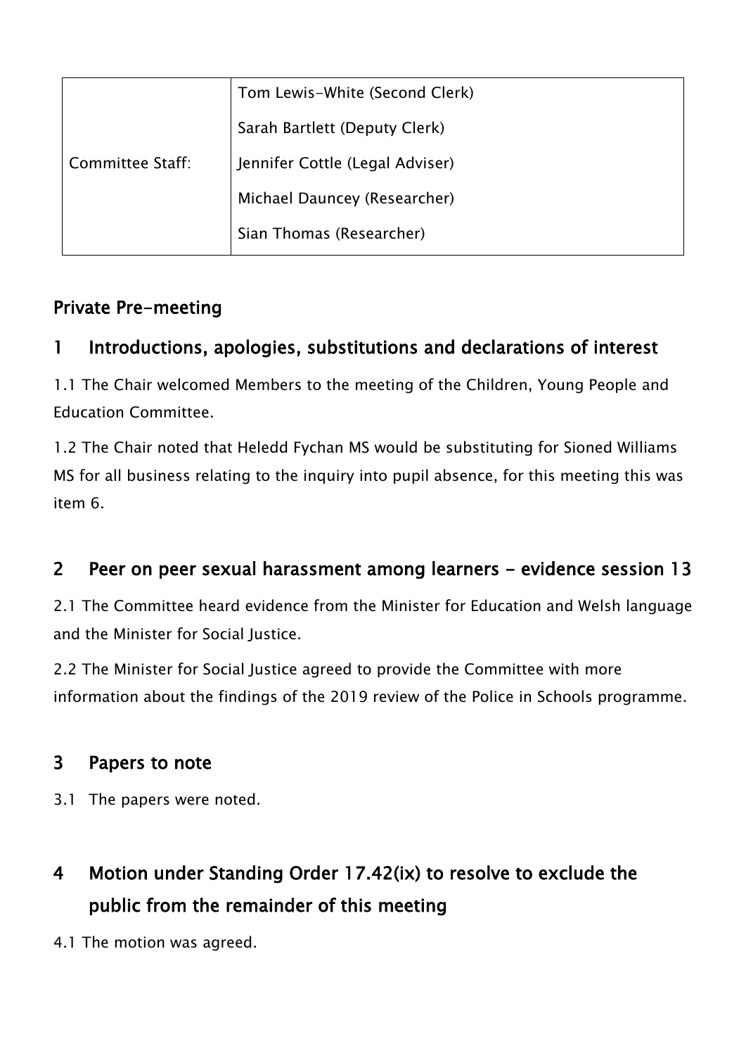| | |
|---|---|
| Committee Staff: | Tom Lewis-White (Second Clerk)<br>Sarah Bartlett (Deputy Clerk)<br>Jennifer Cottle (Legal Adviser)<br>Michael Dauncey (Researcher)<br>Sian Thomas (Researcher) |

## Private Pre-meeting

## 1 Introductions, apologies, substitutions and declarations of interest

1.1 The Chair welcomed Members to the meeting of the Children, Young People and Education Committee.

1.2 The Chair noted that Heledd Fychan MS would be substituting for Sioned Williams MS for all business relating to the inquiry into pupil absence, for this meeting this was item 6.

## 2 Peer on peer sexual harassment among learners - evidence session 13

2.1 The Committee heard evidence from the Minister for Education and Welsh language and the Minister for Social Justice.

2.2 The Minister for Social Justice agreed to provide the Committee with more information about the findings of the 2019 review of the Police in Schools programme.

## 3 Papers to note

3.1 The papers were noted.

## 4 Motion under Standing Order 17.42(ix) to resolve to exclude the public from the remainder of this meeting

4.1 The motion was agreed.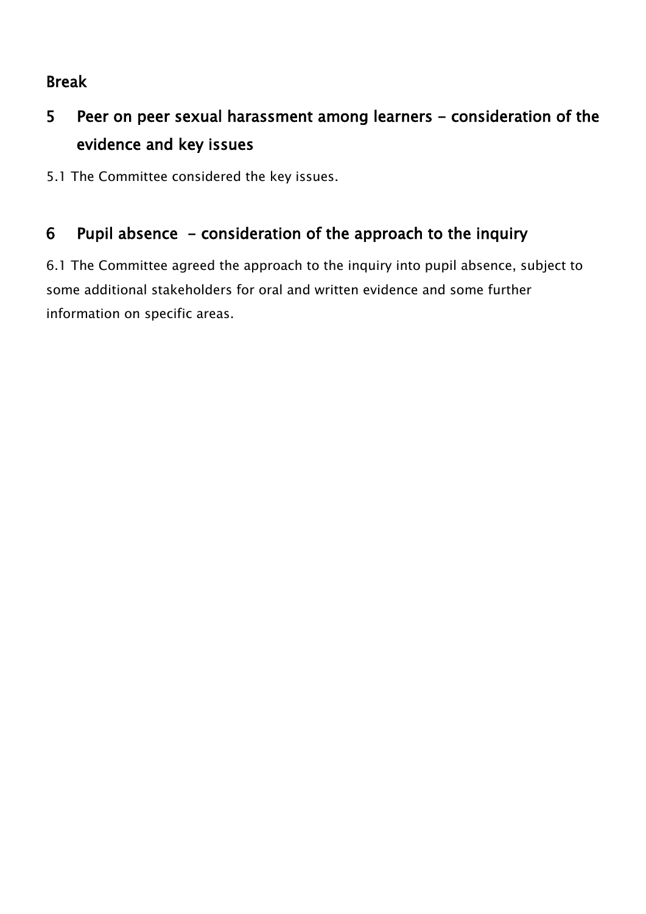## Break

## 5 Peer on peer sexual harassment among learners - consideration of the evidence and key issues

5.1 The Committee considered the key issues.

## 6 Pupil absence - consideration of the approach to the inquiry

6.1 The Committee agreed the approach to the inquiry into pupil absence, subject to some additional stakeholders for oral and written evidence and some further information on specific areas.